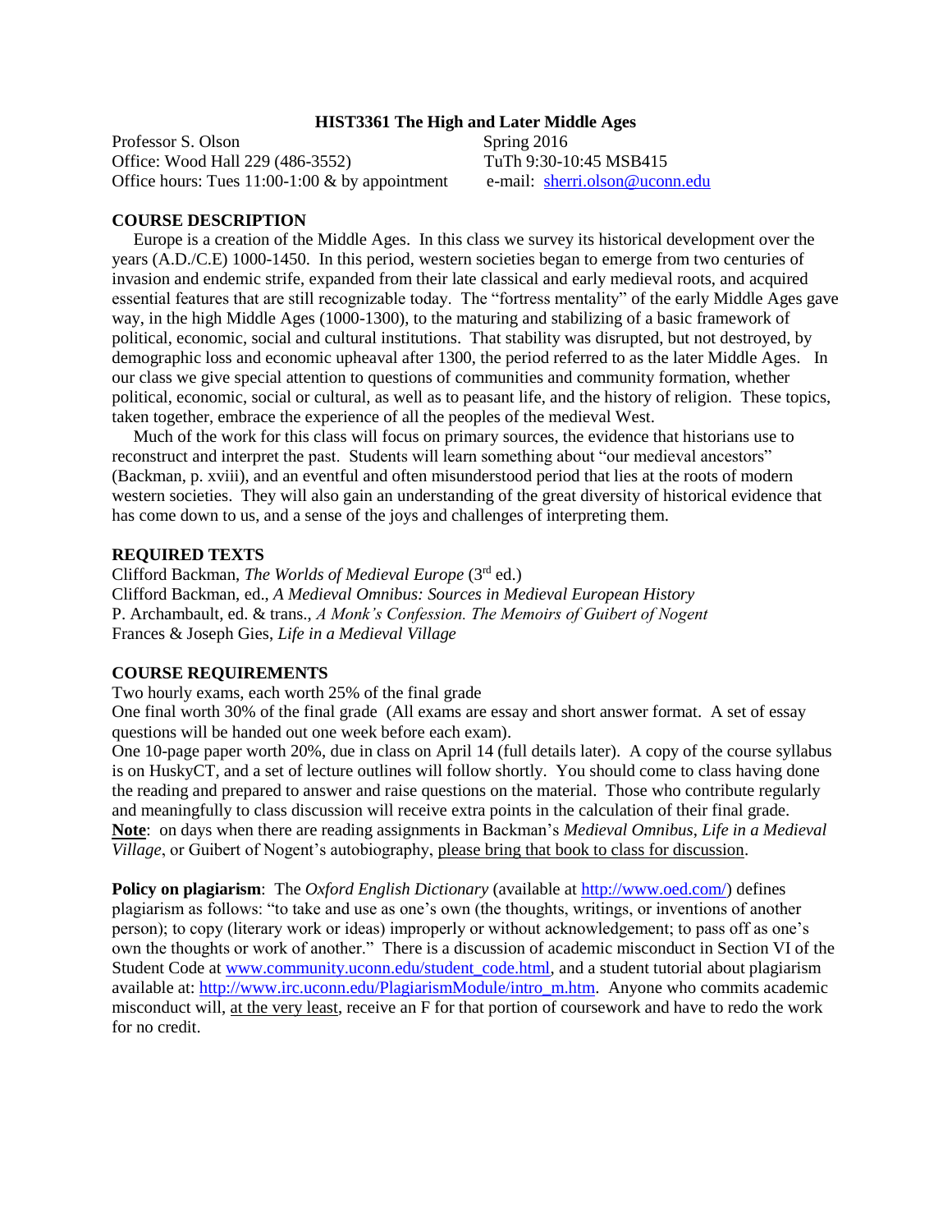**HIST3361 The High and Later Middle Ages**

Professor S. Olson
Office: Wood Hall 229 (486-3552)
Office hours: Tues 11:00-1:00 & by appointment

Spring 2016
TuTh 9:30-10:45 MSB415
e-mail: sherri.olson@uconn.edu

## COURSE DESCRIPTION

Europe is a creation of the Middle Ages. In this class we survey its historical development over the years (A.D./C.E) 1000-1450. In this period, western societies began to emerge from two centuries of invasion and endemic strife, expanded from their late classical and early medieval roots, and acquired essential features that are still recognizable today. The "fortress mentality" of the early Middle Ages gave way, in the high Middle Ages (1000-1300), to the maturing and stabilizing of a basic framework of political, economic, social and cultural institutions. That stability was disrupted, but not destroyed, by demographic loss and economic upheaval after 1300, the period referred to as the later Middle Ages. In our class we give special attention to questions of communities and community formation, whether political, economic, social or cultural, as well as to peasant life, and the history of religion. These topics, taken together, embrace the experience of all the peoples of the medieval West.

Much of the work for this class will focus on primary sources, the evidence that historians use to reconstruct and interpret the past. Students will learn something about "our medieval ancestors" (Backman, p. xviii), and an eventful and often misunderstood period that lies at the roots of modern western societies. They will also gain an understanding of the great diversity of historical evidence that has come down to us, and a sense of the joys and challenges of interpreting them.

## REQUIRED TEXTS

Clifford Backman, *The Worlds of Medieval Europe* (3rd ed.)
Clifford Backman, ed., *A Medieval Omnibus: Sources in Medieval European History*
P. Archambault, ed. & trans., *A Monk's Confession. The Memoirs of Guibert of Nogent*
Frances & Joseph Gies, *Life in a Medieval Village*

## COURSE REQUIREMENTS

Two hourly exams, each worth 25% of the final grade
One final worth 30% of the final grade (All exams are essay and short answer format. A set of essay questions will be handed out one week before each exam).
One 10-page paper worth 20%, due in class on April 14 (full details later). A copy of the course syllabus is on HuskyCT, and a set of lecture outlines will follow shortly. You should come to class having done the reading and prepared to answer and raise questions on the material. Those who contribute regularly and meaningfully to class discussion will receive extra points in the calculation of their final grade.
**Note**: on days when there are reading assignments in Backman's *Medieval Omnibus*, *Life in a Medieval Village*, or Guibert of Nogent's autobiography, please bring that book to class for discussion.

**Policy on plagiarism**: The *Oxford English Dictionary* (available at http://www.oed.com/) defines plagiarism as follows: "to take and use as one's own (the thoughts, writings, or inventions of another person); to copy (literary work or ideas) improperly or without acknowledgement; to pass off as one's own the thoughts or work of another." There is a discussion of academic misconduct in Section VI of the Student Code at www.community.uconn.edu/student_code.html, and a student tutorial about plagiarism available at: http://www.irc.uconn.edu/PlagiarismModule/intro_m.htm. Anyone who commits academic misconduct will, at the very least, receive an F for that portion of coursework and have to redo the work for no credit.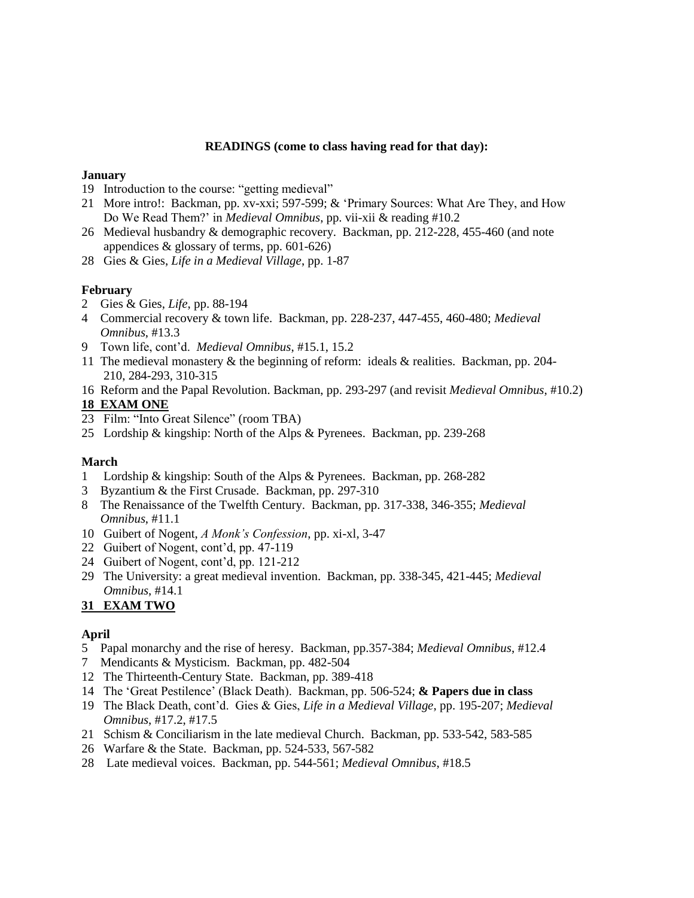**READINGS (come to class having read for that day):**

**January**

19 Introduction to the course: "getting medieval"
21 More intro!: Backman, pp. xv-xxi; 597-599; & 'Primary Sources: What Are They, and How Do We Read Them?' in *Medieval Omnibus*, pp. vii-xii & reading #10.2
26 Medieval husbandry & demographic recovery. Backman, pp. 212-228, 455-460 (and note appendices & glossary of terms, pp. 601-626)
28 Gies & Gies, *Life in a Medieval Village*, pp. 1-87

**February**

2 Gies & Gies, *Life*, pp. 88-194
4 Commercial recovery & town life. Backman, pp. 228-237, 447-455, 460-480; *Medieval Omnibus*, #13.3
9 Town life, cont'd. *Medieval Omnibus*, #15.1, 15.2
11 The medieval monastery & the beginning of reform: ideals & realities. Backman, pp. 204-210, 284-293, 310-315
16 Reform and the Papal Revolution. Backman, pp. 293-297 (and revisit *Medieval Omnibus*, #10.2)
**<u>18 EXAM ONE</u>**
23 Film: "Into Great Silence" (room TBA)
25 Lordship & kingship: North of the Alps & Pyrenees. Backman, pp. 239-268

**March**

1 Lordship & kingship: South of the Alps & Pyrenees. Backman, pp. 268-282
3 Byzantium & the First Crusade. Backman, pp. 297-310
8 The Renaissance of the Twelfth Century. Backman, pp. 317-338, 346-355; *Medieval Omnibus*, #11.1
10 Guibert of Nogent, *A Monk's Confession*, pp. xi-xl, 3-47
22 Guibert of Nogent, cont'd, pp. 47-119
24 Guibert of Nogent, cont'd, pp. 121-212
29 The University: a great medieval invention. Backman, pp. 338-345, 421-445; *Medieval Omnibus*, #14.1
**<u>31 EXAM TWO</u>**

**April**

5 Papal monarchy and the rise of heresy. Backman, pp.357-384; *Medieval Omnibus*, #12.4
7 Mendicants & Mysticism. Backman, pp. 482-504
12 The Thirteenth-Century State. Backman, pp. 389-418
14 The 'Great Pestilence' (Black Death). Backman, pp. 506-524; **& Papers due in class**
19 The Black Death, cont'd. Gies & Gies, *Life in a Medieval Village*, pp. 195-207; *Medieval Omnibus*, #17.2, #17.5
21 Schism & Conciliarism in the late medieval Church. Backman, pp. 533-542, 583-585
26 Warfare & the State. Backman, pp. 524-533, 567-582
28 Late medieval voices. Backman, pp. 544-561; *Medieval Omnibus*, #18.5